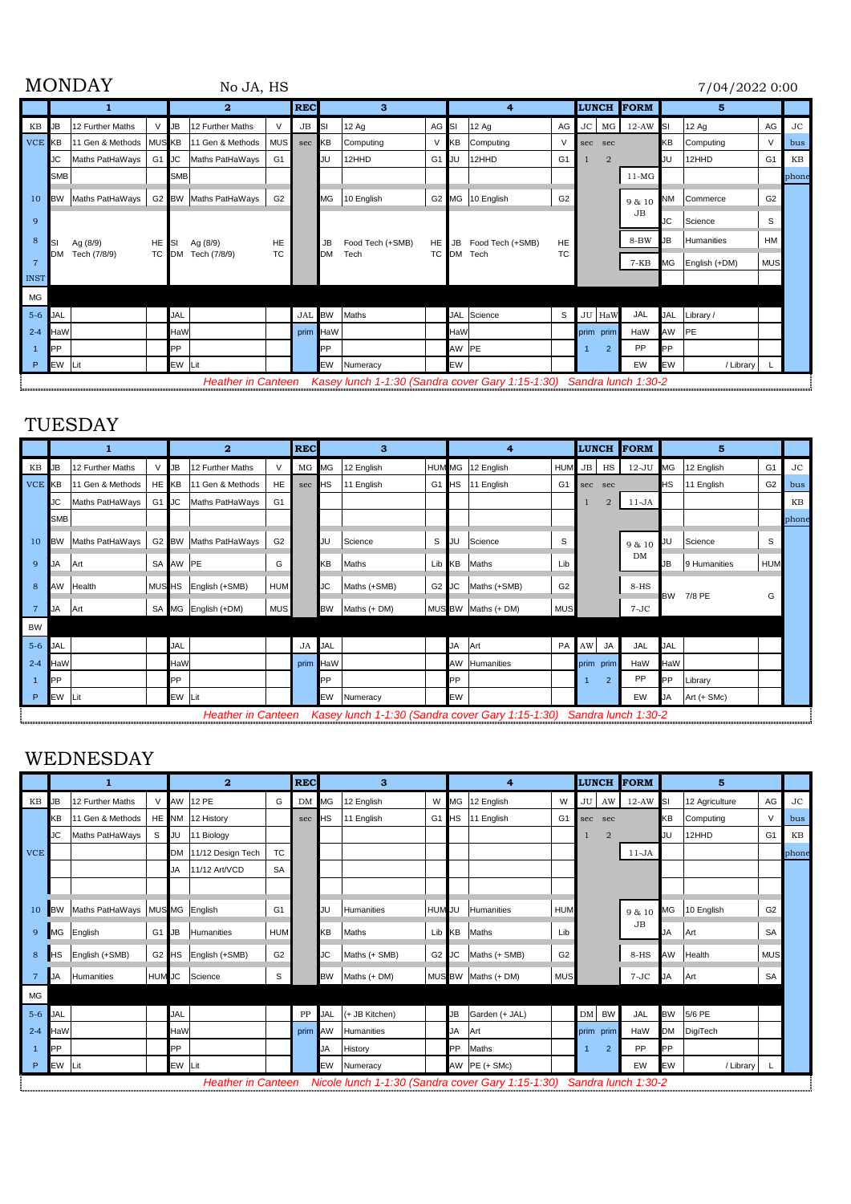# MONDAY

No JA, HS

7/04/2022 0:00

| | 1 | | | 2 | | | REC | 3 | | | 4 | | | LUNCH | | FORM | 5 | | | |
|---|---|---|---|---|---|---|---|---|---|---|---|---|---|---|---|---|---|---|---|---|
| KB | JB | 12 Further Maths | V | JB | 12 Further Maths | V | JB | SI | 12 Ag | AG | SI | 12 Ag | AG | JC | MG | 12-AW | SI | 12 Ag | AG | JC |
| VCE | KB | 11 Gen & Methods | MUS | KB | 11 Gen & Methods | MUS | sec | KB | Computing | V | KB | Computing | V | sec | sec | | KB | Computing | V | bus |
| | JC | Maths PatHaWays | G1 | JC | Maths PatHaWays | G1 | | JU | 12HHD | G1 | JU | 12HHD | G1 | 1 | 2 | | JU | 12HHD | G1 | |
| | SMB | | | SMB | | | | | | | | | | | | 11-MG | | | | phone |
| 10 | BW | Maths PatHaWays | G2 | BW | Maths PatHaWays | G2 | | MG | 10 English | G2 | MG | 10 English | G2 | | | 9 & 10 JB | NM | Commerce | G2 | |
| 9 | | | | | | | | | | | | | | | | | JC | Science | S | |
| 8 | SI | Ag (8/9) | HE | SI | Ag (8/9) | HE | | JB | Food Tech (+SMB) | HE | JB | Food Tech (+SMB) | HE | | | 8-BW | JB | Humanities | HM | |
| 7 | DM | Tech (7/8/9) | TC | DM | Tech (7/8/9) | TC | | DM | Tech | TC | DM | Tech | TC | | | 7-KB | MG | English (+DM) | MUS | |
| INST | | | | | | | | | | | | | | | | | | | | |
| MG | | | | | | | | | | | | | | | | | | | | |
| 5-6 | JAL | | | JAL | | | JAL | BW | Maths | | JAL | Science | S | JU | HaW | JAL | JAL | Library / | | |
| 2-4 | HaW | | | HaW | | | prim | HaW | | | HaW | | | prim | prim | HaW | AW | PE | | |
| 1 | PP | | | PP | | | | PP | | | AW | PE | | 1 | 2 | PP | PP | | | |
| P | EW | Lit | | EW | Lit | | | EW | Numeracy | | EW | | | | | EW | EW | / Library | L | |

*Heather in Canteen   Kasey lunch 1-1:30 (Sandra cover Gary 1:15-1:30)   Sandra lunch 1:30-2*

# TUESDAY

| | 1 | | | 2 | | | REC | 3 | | | 4 | | | LUNCH | | FORM | 5 | | | |
|---|---|---|---|---|---|---|---|---|---|---|---|---|---|---|---|---|---|---|---|---|
| KB | JB | 12 Further Maths | V | JB | 12 Further Maths | V | MG | MG | 12 English | HUM | MG | 12 English | HUM | JB | HS | 12-JU | MG | 12 English | G1 | JC |
| VCE | KB | 11 Gen & Methods | HE | KB | 11 Gen & Methods | HE | sec | HS | 11 English | G1 | HS | 11 English | G1 | sec | sec | | HS | 11 English | G2 | bus |
| | JC | Maths PatHaWays | G1 | JC | Maths PatHaWays | G1 | | | | | | | | 1 | 2 | 11-JA | | | | KB |
| | SMB | | | | | | | | | | | | | | | | | | | phone |
| 10 | BW | Maths PatHaWays | G2 | BW | Maths PatHaWays | G2 | | JU | Science | S | JU | Science | S | | | 9 & 10 DM | JU | Science | S | |
| 9 | JA | Art | SA | AW | PE | G | | KB | Maths | Lib | KB | Maths | Lib | | | | JB | 9 Humanities | HUM | |
| 8 | AW | Health | MUS | HS | English (+SMB) | HUM | | JC | Maths (+SMB) | G2 | JC | Maths (+SMB) | G2 | | | 8-HS | BW | 7/8 PE | G | |
| 7 | JA | Art | SA | MG | English (+DM) | MUS | | BW | Maths (+ DM) | MUS | BW | Maths (+ DM) | MUS | | | 7-JC | | | | |
| BW | | | | | | | | | | | | | | | | | | | | |
| 5-6 | JAL | | | JAL | | | JA | JAL | | | JA | Art | PA | AW | JA | JAL | JAL | | | |
| 2-4 | HaW | | | HaW | | | prim | HaW | | | AW | Humanities | | prim | prim | HaW | HaW | | | |
| 1 | PP | | | PP | | | | PP | | | PP | | | 1 | 2 | PP | PP | Library | | |
| P | EW | Lit | | EW | Lit | | | EW | Numeracy | | EW | | | | | EW | JA | Art (+ SMc) | | |

*Heather in Canteen   Kasey lunch 1-1:30 (Sandra cover Gary 1:15-1:30)   Sandra lunch 1:30-2*

# WEDNESDAY

| | 1 | | | 2 | | | REC | 3 | | | 4 | | | LUNCH | | FORM | 5 | | | |
|---|---|---|---|---|---|---|---|---|---|---|---|---|---|---|---|---|---|---|---|---|
| KB | JB | 12 Further Maths | V | AW | 12 PE | G | DM | MG | 12 English | W | MG | 12 English | W | JU | AW | 12-AW | SI | 12 Agriculture | AG | JC |
| | KB | 11 Gen & Methods | HE | NM | 12 History | | sec | HS | 11 English | G1 | HS | 11 English | G1 | sec | sec | | KB | Computing | V | bus |
| | JC | Maths PatHaWays | S | JU | 11 Biology | | | | | | | | | 1 | 2 | | JU | 12HHD | G1 | KB |
| VCE | | | | DM | 11/12 Design Tech | TC | | | | | | | | | | 11-JA | | | | phone |
| | | | | JA | 11/12 Art/VCD | SA | | | | | | | | | | | | | | |
| | | | | | | | | | | | | | | | | | | | | |
| 10 | BW | Maths PatHaWays | MUS | MG | English | G1 | | JU | Humanities | HUM | JU | Humanities | HUM | | | 9 & 10 JB | MG | 10 English | G2 | |
| 9 | MG | English | G1 | JB | Humanities | HUM | | KB | Maths | Lib | KB | Maths | Lib | | | | JA | Art | SA | |
| 8 | HS | English (+SMB) | G2 | HS | English (+SMB) | G2 | | JC | Maths (+ SMB) | G2 | JC | Maths (+ SMB) | G2 | | | 8-HS | AW | Health | MUS | |
| 7 | JA | Humanities | HUM | JC | Science | S | | BW | Maths (+ DM) | MUS | BW | Maths (+ DM) | MUS | | | 7-JC | JA | Art | SA | |
| MG | | | | | | | | | | | | | | | | | | | | |
| 5-6 | JAL | | | JAL | | | PP | JAL | (+ JB Kitchen) | | JB | Garden (+ JAL) | | DM | BW | JAL | BW | 5/6 PE | | |
| 2-4 | HaW | | | HaW | | | prim | AW | Humanities | | JA | Art | | prim | prim | HaW | DM | DigiTech | | |
| 1 | PP | | | PP | | | | JA | History | | PP | Maths | | 1 | 2 | PP | PP | | | |
| P | EW | Lit | | EW | Lit | | | EW | Numeracy | | AW | PE (+ SMc) | | | | EW | EW | / Library | L | |

*Heather in Canteen   Nicole lunch 1-1:30 (Sandra cover Gary 1:15-1:30)   Sandra lunch 1:30-2*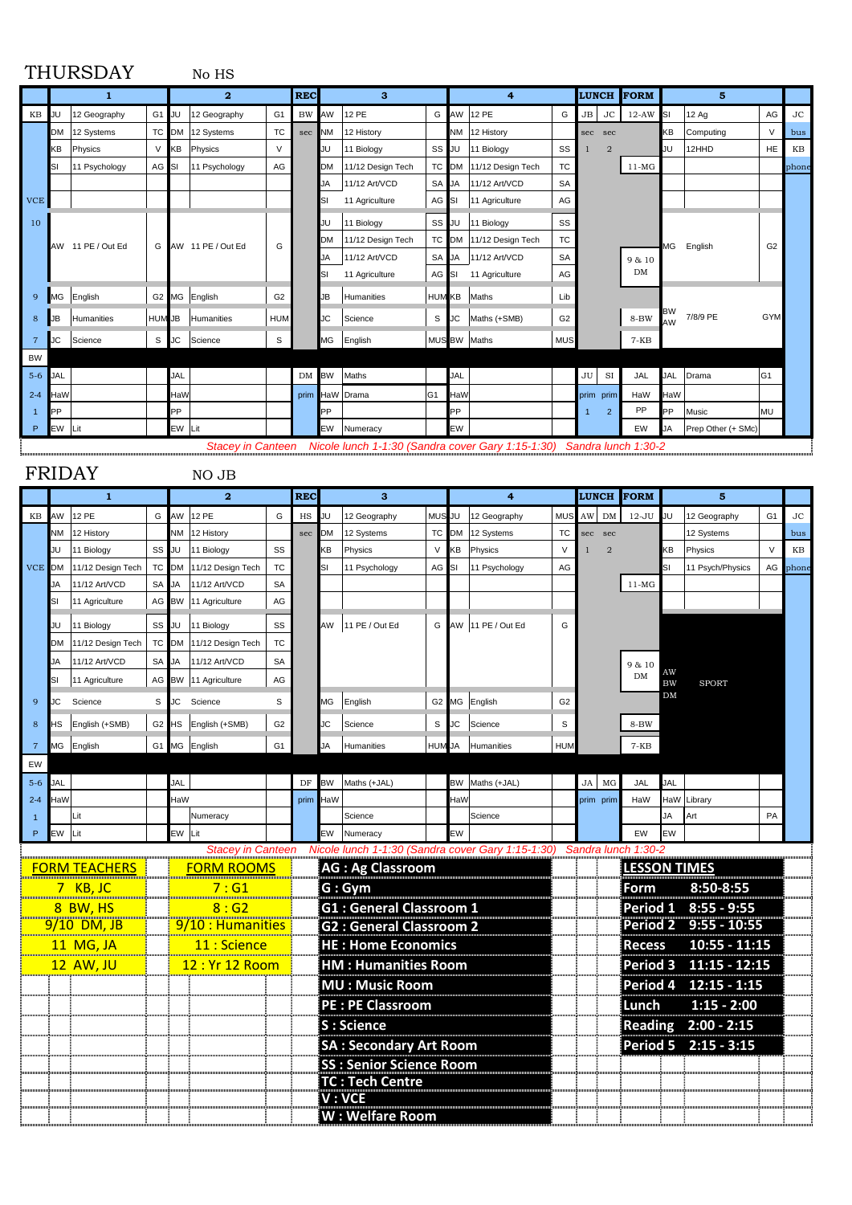# THURSDAY

No HS

| | 1 | | | 2 | | | REC | 3 | | | 4 | | | LUNCH | | FORM | 5 | | | |
|---|---|---|---|---|---|---|---|---|---|---|---|---|---|---|---|---|---|---|---|---|
| KB | JU | 12 Geography | G1 | JU | 12 Geography | G1 | BW | AW | 12 PE | G | AW | 12 PE | G | JB | JC | 12-AW | SI | 12 Ag | AG | JC |
| | DM | 12 Systems | TC | DM | 12 Systems | TC | sec | NM | 12 History | | NM | 12 History | | sec | sec | | KB | Computing | V | bus |
| | KB | Physics | V | KB | Physics | V | | JU | 11 Biology | SS | JU | 11 Biology | SS | 1 | 2 | | JU | 12HHD | HE | KB |
| | SI | 11 Psychology | AG | SI | 11 Psychology | AG | | DM | 11/12 Design Tech | TC | DM | 11/12 Design Tech | TC | | | 11-MG | | | | phone |
| | | | | | | | | JA | 11/12 Art/VCD | SA | JA | 11/12 Art/VCD | SA | | | | | | | |
| VCE | | | | | | | | SI | 11 Agriculture | AG | SI | 11 Agriculture | AG | | | | | | | |
| 10 | AW | 11 PE / Out Ed | G | AW | 11 PE / Out Ed | G | | JU | 11 Biology | SS | JU | 11 Biology | SS | | | 9 & 10 DM | MG | English | G2 | |
| | | | | | | | | DM | 11/12 Design Tech | TC | DM | 11/12 Design Tech | TC | | | | | | | |
| | | | | | | | | JA | 11/12 Art/VCD | SA | JA | 11/12 Art/VCD | SA | | | | | | | |
| | | | | | | | | SI | 11 Agriculture | AG | SI | 11 Agriculture | AG | | | | | | | |
| 9 | MG | English | G2 | MG | English | G2 | | JB | Humanities | HUM | KB | Maths | Lib | | | | | | | |
| 8 | JB | Humanities | HUM | JB | Humanities | HUM | | JC | Science | S | JC | Maths (+SMB) | G2 | | | 8-BW | BW AW | 7/8/9 PE | GYM | |
| 7 | JC | Science | S | JC | Science | S | | MG | English | MUS | BW | Maths | MUS | | | 7-KB | | | | |
| BW | | | | | | | | | | | | | | | | | | | | |
| 5-6 | JAL | | | JAL | | | DM | BW | Maths | | JAL | | | JU | SI | JAL | JAL | Drama | G1 | |
| 2-4 | HaW | | | HaW | | | prim | HaW | Drama | G1 | HaW | | | prim | prim | HaW | HaW | | | |
| 1 | PP | | | PP | | | | PP | | | PP | | | 1 | 2 | PP | PP | Music | MU | |
| P | EW | Lit | | EW | Lit | | | EW | Numeracy | | EW | | | | | EW | JA | Prep Other (+ SMc) | | |

*Stacey in Canteen   Nicole lunch 1-1:30 (Sandra cover Gary 1:15-1:30)   Sandra lunch 1:30-2*

# FRIDAY

NO JB

| | 1 | | | 2 | | | REC | 3 | | | 4 | | | LUNCH | | FORM | 5 | | | |
|---|---|---|---|---|---|---|---|---|---|---|---|---|---|---|---|---|---|---|---|---|
| KB | AW | 12 PE | G | AW | 12 PE | G | HS | JU | 12 Geography | MUS | JU | 12 Geography | MUS | AW | DM | 12-JU | JU | 12 Geography | G1 | JC |
| | NM | 12 History | | NM | 12 History | | sec | DM | 12 Systems | TC | DM | 12 Systems | TC | sec | sec | | | 12 Systems | | bus |
| | JU | 11 Biology | SS | JU | 11 Biology | SS | | KB | Physics | V | KB | Physics | V | 1 | 2 | | KB | Physics | V | KB |
| VCE | DM | 11/12 Design Tech | TC | DM | 11/12 Design Tech | TC | | SI | 11 Psychology | AG | SI | 11 Psychology | AG | | | | SI | 11 Psych/Physics | AG | phone |
| | JA | 11/12 Art/VCD | SA | JA | 11/12 Art/VCD | SA | | | | | | | | | | 11-MG | | | | |
| | SI | 11 Agriculture | AG | BW | 11 Agriculture | AG | | | | | | | | | | | | | | |
| | JU | 11 Biology | SS | JU | 11 Biology | SS | | AW | 11 PE / Out Ed | G | AW | 11 PE / Out Ed | G | | | | AW BW DM | SPORT | | |
| | DM | 11/12 Design Tech | TC | DM | 11/12 Design Tech | TC | | | | | | | | | | | | | | |
| | JA | 11/12 Art/VCD | SA | JA | 11/12 Art/VCD | SA | | | | | | | | | | 9 & 10 DM | | | | |
| | SI | 11 Agriculture | AG | BW | 11 Agriculture | AG | | | | | | | | | | | | | | |
| 9 | JC | Science | S | JC | Science | S | | MG | English | G2 | MG | English | G2 | | | | | | | |
| 8 | HS | English (+SMB) | G2 | HS | English (+SMB) | G2 | | JC | Science | S | JC | Science | S | | | 8-BW | | | | |
| 7 | MG | English | G1 | MG | English | G1 | | JA | Humanities | HUM | JA | Humanities | HUM | | | 7-KB | | | | |
| EW | | | | | | | | | | | | | | | | | | | | |
| 5-6 | JAL | | | JAL | | | DF | BW | Maths (+JAL) | | BW | Maths (+JAL) | | JA | MG | JAL | JAL | | | |
| 2-4 | HaW | | | HaW | | | prim | HaW | | | HaW | | | prim | prim | HaW | HaW | Library | | |
| 1 | | Lit | | | Numeracy | | | | Science | | | Science | | | | | JA | Art | PA | |
| P | EW | Lit | | EW | Lit | | | EW | Numeracy | | EW | | | | | EW | EW | | | |

*Stacey in Canteen   Nicole lunch 1-1:30 (Sandra cover Gary 1:15-1:30)   Sandra lunch 1:30-2*

| FORM TEACHERS | FORM ROOMS |
|---|---|
| 7 KB, JC | 7 : G1 |
| 8 BW, HS | 8 : G2 |
| 9/10 DM, JB | 9/10 : Humanities |
| 11 MG, JA | 11 : Science |
| 12 AW, JU | 12 : Yr 12 Room |

- AG : Ag Classroom
- G : Gym
- G1 : General Classroom 1
- G2 : General Classroom 2
- HE : Home Economics
- HM : Humanities Room
- MU : Music Room
- PE : PE Classroom
- S : Science
- SA : Secondary Art Room
- SS : Senior Science Room
- TC : Tech Centre
- V : VCE
- W : Welfare Room

| LESSON TIMES | |
|---|---|
| Form | 8:50-8:55 |
| Period 1 | 8:55 - 9:55 |
| Period 2 | 9:55 - 10:55 |
| Recess | 10:55 - 11:15 |
| Period 3 | 11:15 - 12:15 |
| Period 4 | 12:15 - 1:15 |
| Lunch | 1:15 - 2:00 |
| Reading | 2:00 - 2:15 |
| Period 5 | 2:15 - 3:15 |